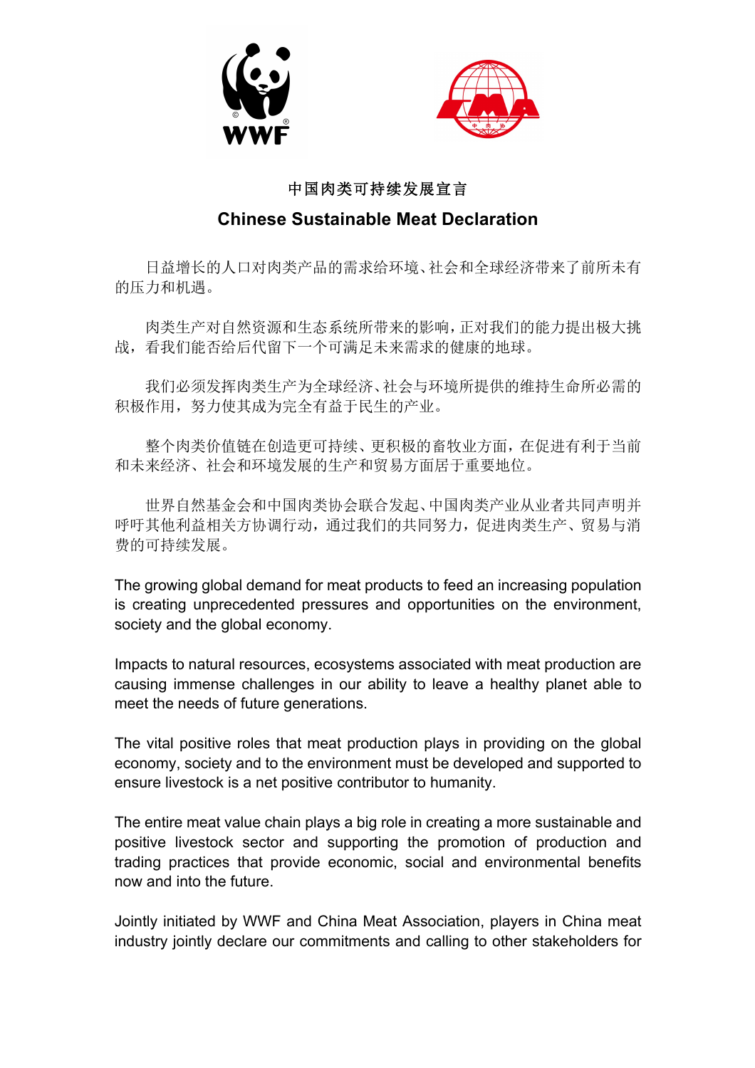# 中国肉类可持续发展宣言

# Chinese Sustainable Meat Declaration

日益增长的人口对肉类产品的需求给环境、社会和全球经济带来了前所未有的压力和机遇。

肉类生产对自然资源和生态系统所带来的影响，正对我们的能力提出极大挑战，看我们能否给后代留下一个可满足未来需求的健康的地球。

我们必须发挥肉类生产为全球经济、社会与环境所提供的维持生命所必需的积极作用，努力使其成为完全有益于民生的产业。

整个肉类价值链在创造更可持续、更积极的畜牧业方面，在促进有利于当前和未来经济、社会和环境发展的生产和贸易方面居于重要地位。

世界自然基金会和中国肉类协会联合发起、中国肉类产业从业者共同声明并呼吁其他利益相关方协调行动，通过我们的共同努力，促进肉类生产、贸易与消费的可持续发展。

The growing global demand for meat products to feed an increasing population is creating unprecedented pressures and opportunities on the environment, society and the global economy.

Impacts to natural resources, ecosystems associated with meat production are causing immense challenges in our ability to leave a healthy planet able to meet the needs of future generations.

The vital positive roles that meat production plays in providing on the global economy, society and to the environment must be developed and supported to ensure livestock is a net positive contributor to humanity.

The entire meat value chain plays a big role in creating a more sustainable and positive livestock sector and supporting the promotion of production and trading practices that provide economic, social and environmental benefits now and into the future.

Jointly initiated by WWF and China Meat Association, players in China meat industry jointly declare our commitments and calling to other stakeholders for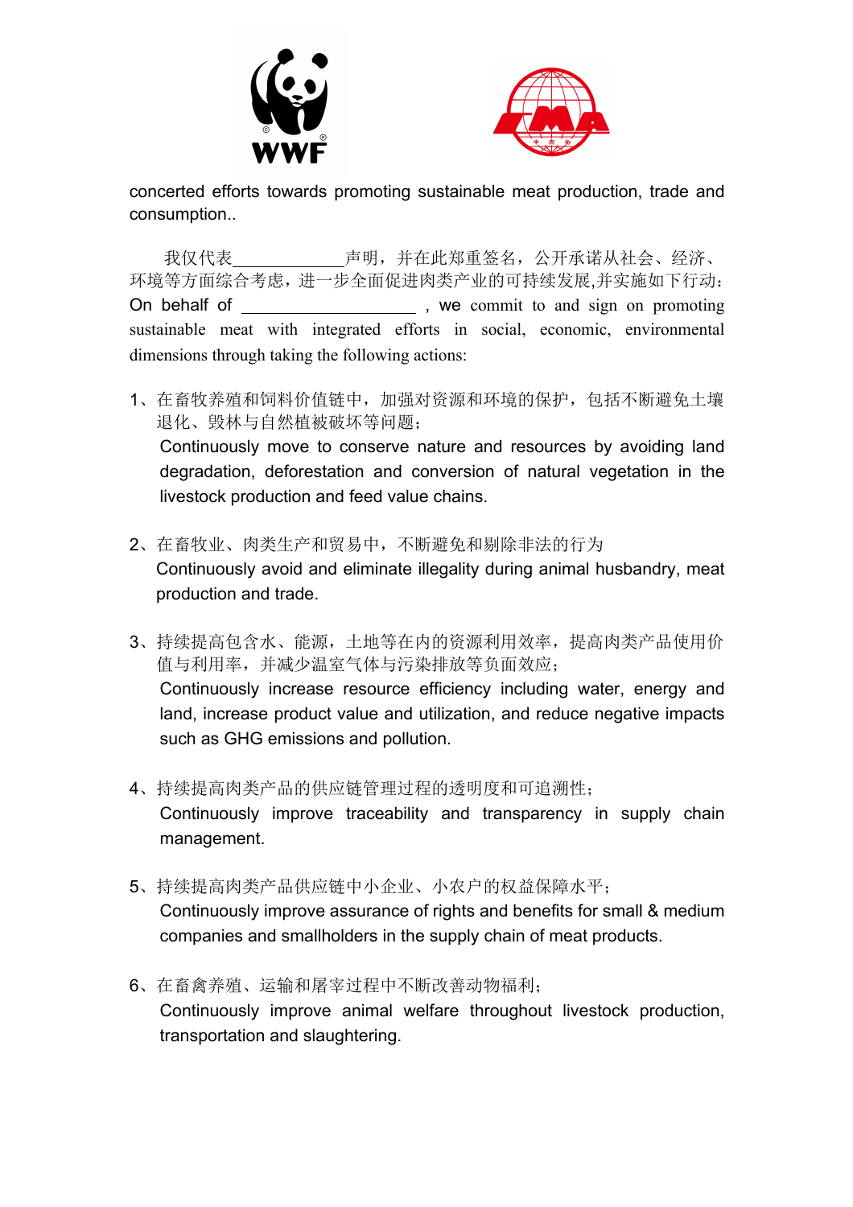concerted efforts towards promoting sustainable meat production, trade and consumption..

我仅代表\_\_\_\_\_\_\_\_\_\_\_\_\_声明，并在此郑重签名，公开承诺从社会、经济、环境等方面综合考虑，进一步全面促进肉类产业的可持续发展,并实施如下行动：
On behalf of \_\_\_\_\_\_\_\_\_\_\_\_\_\_\_\_\_\_\_\_ , we commit to and sign on promoting sustainable meat with integrated efforts in social, economic, environmental dimensions through taking the following actions:

1、在畜牧养殖和饲料价值链中，加强对资源和环境的保护，包括不断避免土壤退化、毁林与自然植被破坏等问题；
Continuously move to conserve nature and resources by avoiding land degradation, deforestation and conversion of natural vegetation in the livestock production and feed value chains.

2、在畜牧业、肉类生产和贸易中，不断避免和剔除非法的行为
Continuously avoid and eliminate illegality during animal husbandry, meat production and trade.

3、持续提高包含水、能源，土地等在内的资源利用效率，提高肉类产品使用价值与利用率，并减少温室气体与污染排放等负面效应；
Continuously increase resource efficiency including water, energy and land, increase product value and utilization, and reduce negative impacts such as GHG emissions and pollution.

4、持续提高肉类产品的供应链管理过程的透明度和可追溯性；
Continuously improve traceability and transparency in supply chain management.

5、持续提高肉类产品供应链中小企业、小农户的权益保障水平；
Continuously improve assurance of rights and benefits for small & medium companies and smallholders in the supply chain of meat products.

6、在畜禽养殖、运输和屠宰过程中不断改善动物福利；
Continuously improve animal welfare throughout livestock production, transportation and slaughtering.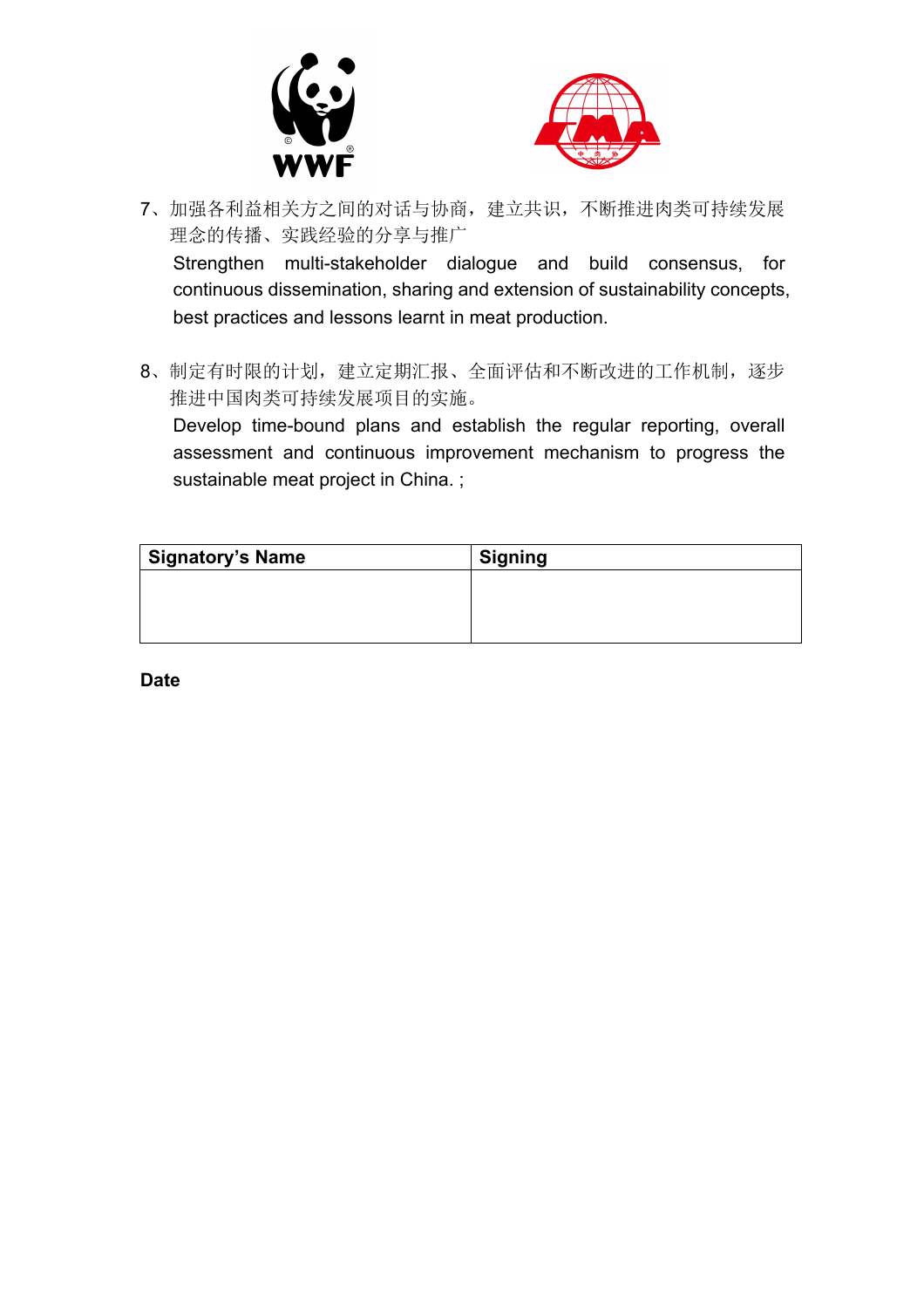7、加强各利益相关方之间的对话与协商，建立共识，不断推进肉类可持续发展理念的传播、实践经验的分享与推广

Strengthen multi-stakeholder dialogue and build consensus, for continuous dissemination, sharing and extension of sustainability concepts, best practices and lessons learnt in meat production.

8、制定有时限的计划，建立定期汇报、全面评估和不断改进的工作机制，逐步推进中国肉类可持续发展项目的实施。

Develop time-bound plans and establish the regular reporting, overall assessment and continuous improvement mechanism to progress the sustainable meat project in China. ;

| **Signatory's Name** | **Signing** |
|---|---|
| | |

**Date**